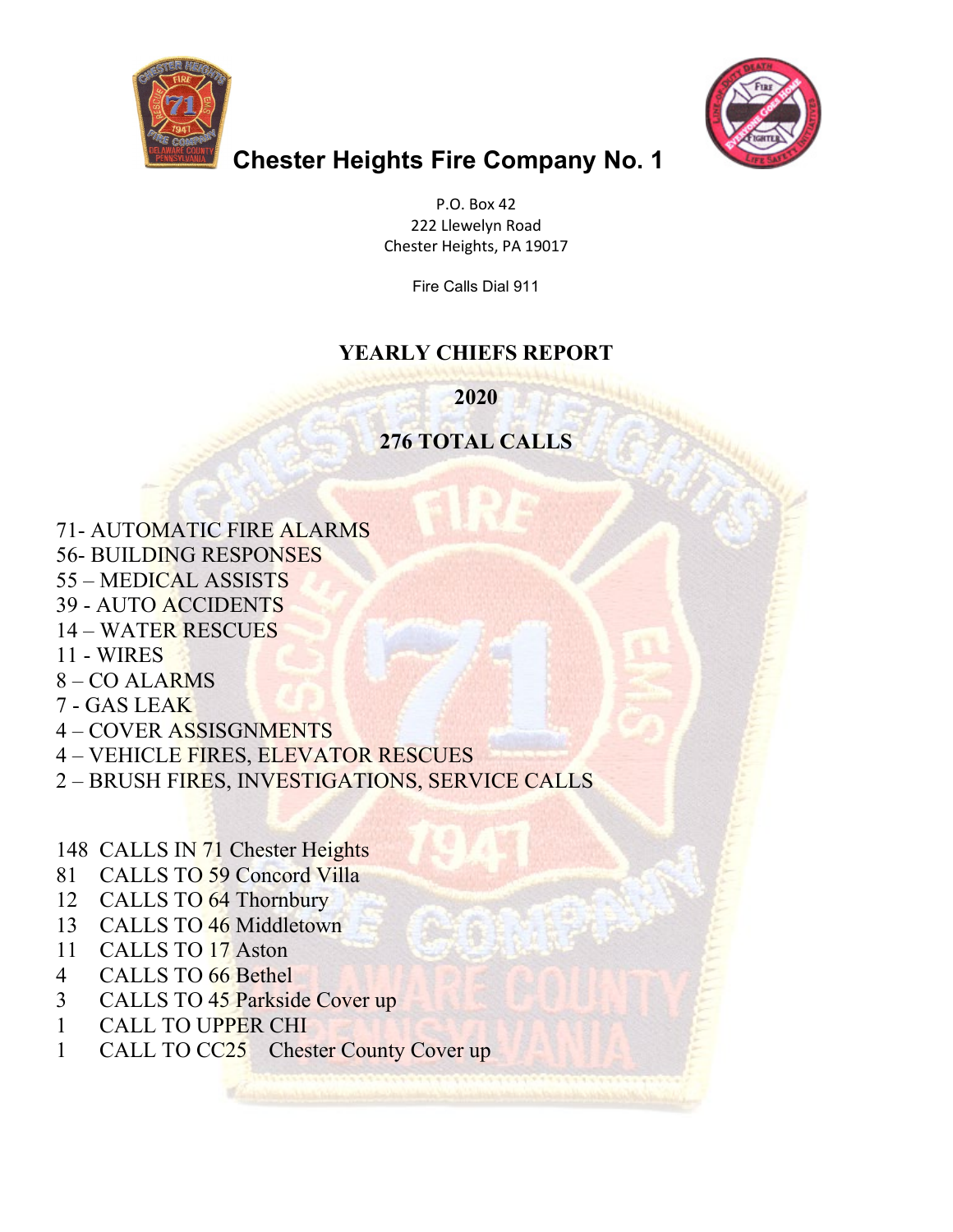# Chester Heights Fire Company No. 1

P.O. Box 42
222 Llewelyn Road
Chester Heights, PA 19017

Fire Calls Dial 911

## YEARLY CHIEFS REPORT

## 2020

## 276 TOTAL CALLS

71- AUTOMATIC FIRE ALARMS
56- BUILDING RESPONSES
55 – MEDICAL ASSISTS
39 - AUTO ACCIDENTS
14 – WATER RESCUES
11 - WIRES
8 – CO ALARMS
7 - GAS LEAK
4 – COVER ASSISGNMENTS
4 – VEHICLE FIRES, ELEVATOR RESCUES
2 – BRUSH FIRES, INVESTIGATIONS, SERVICE CALLS

148 CALLS IN 71 Chester Heights
81 CALLS TO 59 Concord Villa
12 CALLS TO 64 Thornbury
13 CALLS TO 46 Middletown
11 CALLS TO 17 Aston
4 CALLS TO 66 Bethel
3 CALLS TO 45 Parkside Cover up
1 CALL TO UPPER CHI
1 CALL TO CC25 Chester County Cover up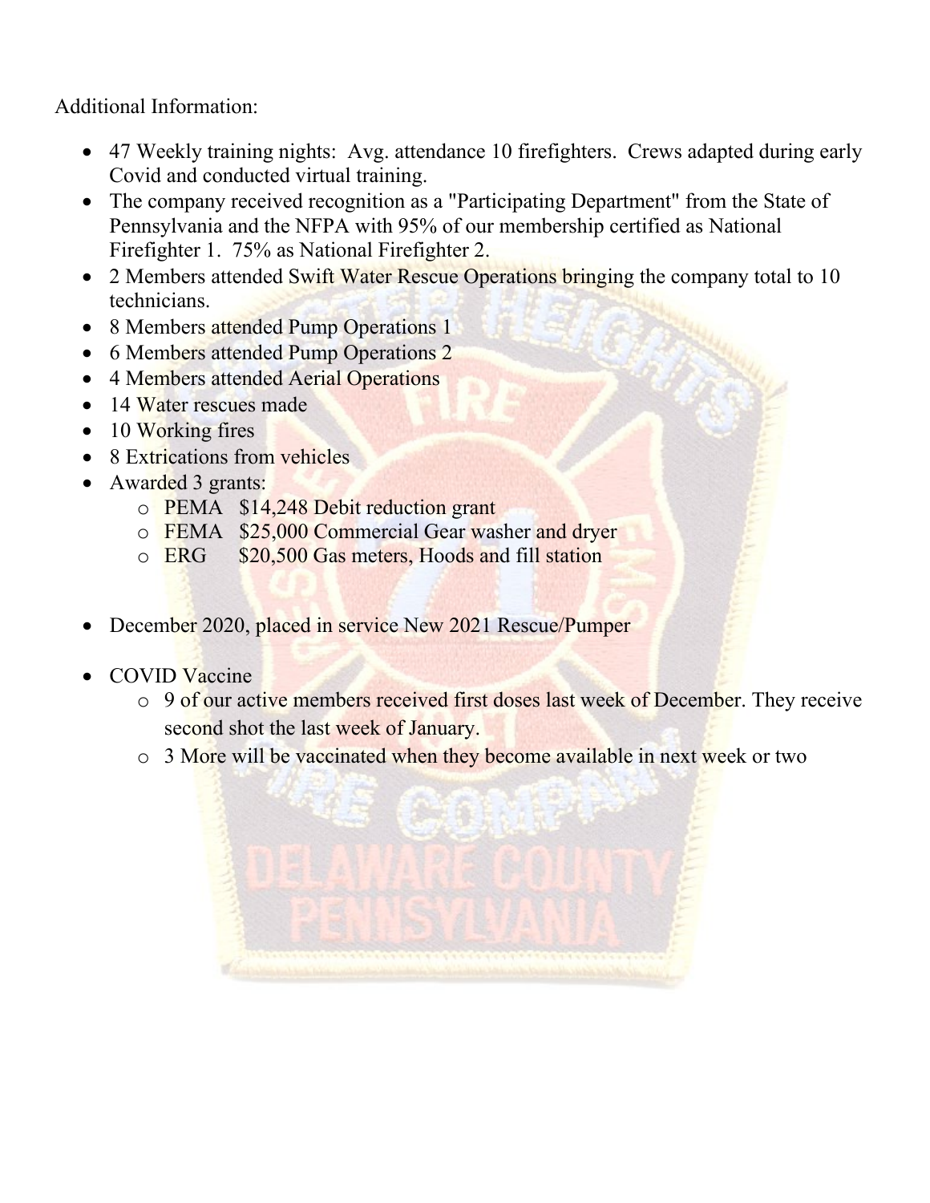Additional Information:

- 47 Weekly training nights: Avg. attendance 10 firefighters. Crews adapted during early Covid and conducted virtual training.
- The company received recognition as a "Participating Department" from the State of Pennsylvania and the NFPA with 95% of our membership certified as National Firefighter 1. 75% as National Firefighter 2.
- 2 Members attended Swift Water Rescue Operations bringing the company total to 10 technicians.
- 8 Members attended Pump Operations 1
- 6 Members attended Pump Operations 2
- 4 Members attended Aerial Operations
- 14 Water rescues made
- 10 Working fires
- 8 Extrications from vehicles
- Awarded 3 grants:
  - PEMA $14,248 Debit reduction grant
  - FEMA $25,000 Commercial Gear washer and dryer
  - ERG $20,500 Gas meters, Hoods and fill station

- December 2020, placed in service New 2021 Rescue/Pumper

- COVID Vaccine
  - 9 of our active members received first doses last week of December. They receive second shot the last week of January.
  - 3 More will be vaccinated when they become available in next week or two